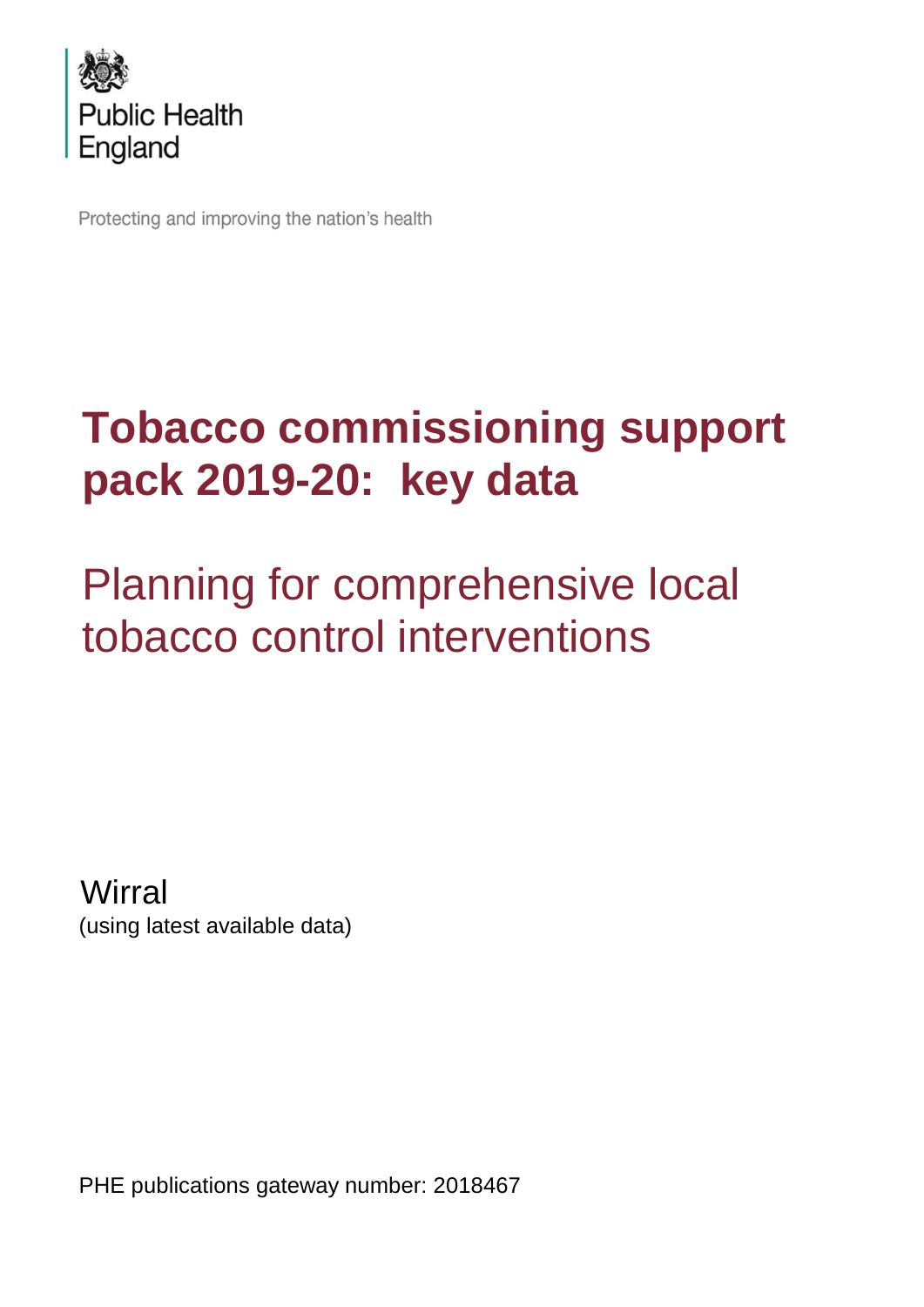Public Health England

Protecting and improving the nation's health

# Tobacco commissioning support pack 2019-20: key data

## Planning for comprehensive local tobacco control interventions

Wirral
(using latest available data)

PHE publications gateway number: 2018467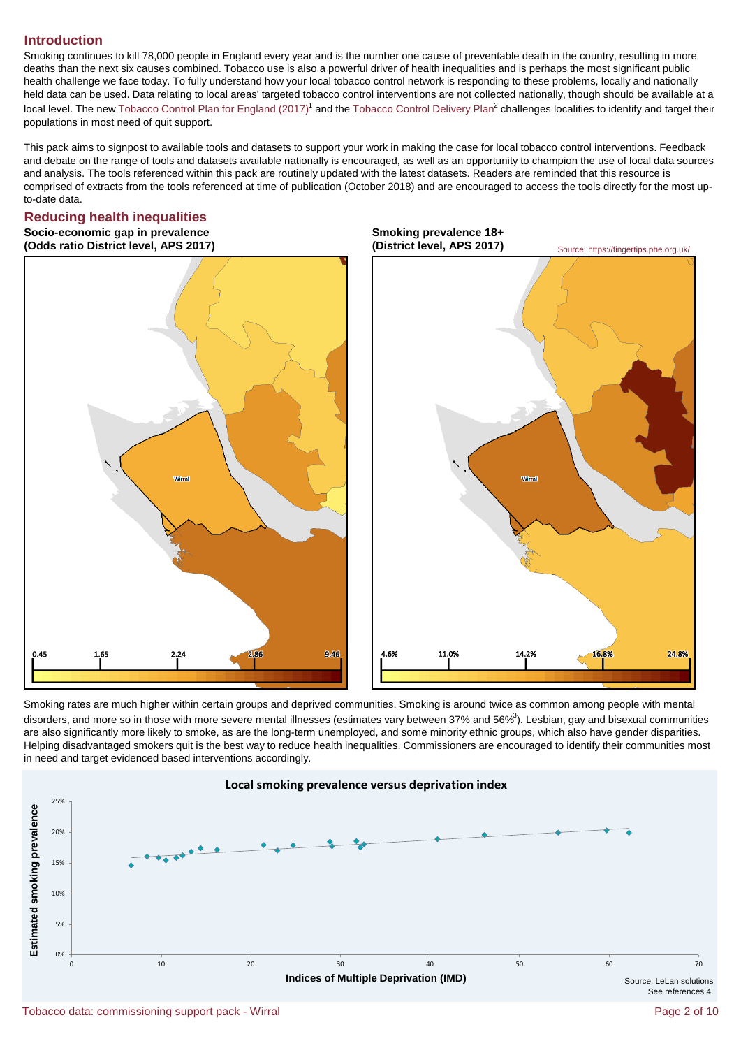## Introduction

Smoking continues to kill 78,000 people in England every year and is the number one cause of preventable death in the country, resulting in more deaths than the next six causes combined. Tobacco use is also a powerful driver of health inequalities and is perhaps the most significant public health challenge we face today. To fully understand how your local tobacco control network is responding to these problems, locally and nationally held data can be used. Data relating to local areas' targeted tobacco control interventions are not collected nationally, though should be available at a local level. The new Tobacco Control Plan for England (2017)[1] and the Tobacco Control Delivery Plan[2] challenges localities to identify and target their populations in most need of quit support.

This pack aims to signpost to available tools and datasets to support your work in making the case for local tobacco control interventions. Feedback and debate on the range of tools and datasets available nationally is encouraged, as well as an opportunity to champion the use of local data sources and analysis. The tools referenced within this pack are routinely updated with the latest datasets. Readers are reminded that this resource is comprised of extracts from the tools referenced at time of publication (October 2018) and are encouraged to access the tools directly for the most up-to-date data.

## Reducing health inequalities

**Socio-economic gap in prevalence (Odds ratio District level, APS 2017)**

Wirral

0.45 | 1.65 | 2.24 | 2.86 | 9.46

**Smoking prevalence 18+ (District level, APS 2017)**

Source: https://fingertips.phe.org.uk/

Wirral

4.6% | 11.0% | 14.2% | 16.8% | 24.8%

Smoking rates are much higher within certain groups and deprived communities. Smoking is around twice as common among people with mental disorders, and more so in those with more severe mental illnesses (estimates vary between 37% and 56%[3]). Lesbian, gay and bisexual communities are also significantly more likely to smoke, as are the long-term unemployed, and some minority ethnic groups, which also have gender disparities. Helping disadvantaged smokers quit is the best way to reduce health inequalities. Commissioners are encouraged to identify their communities most in need and target evidenced based interventions accordingly.

**Local smoking prevalence versus deprivation index**

Estimated smoking prevalence (0%–25%) vs Indices of Multiple Deprivation (IMD) (0–70)

Source: LeLan solutions
See references 4.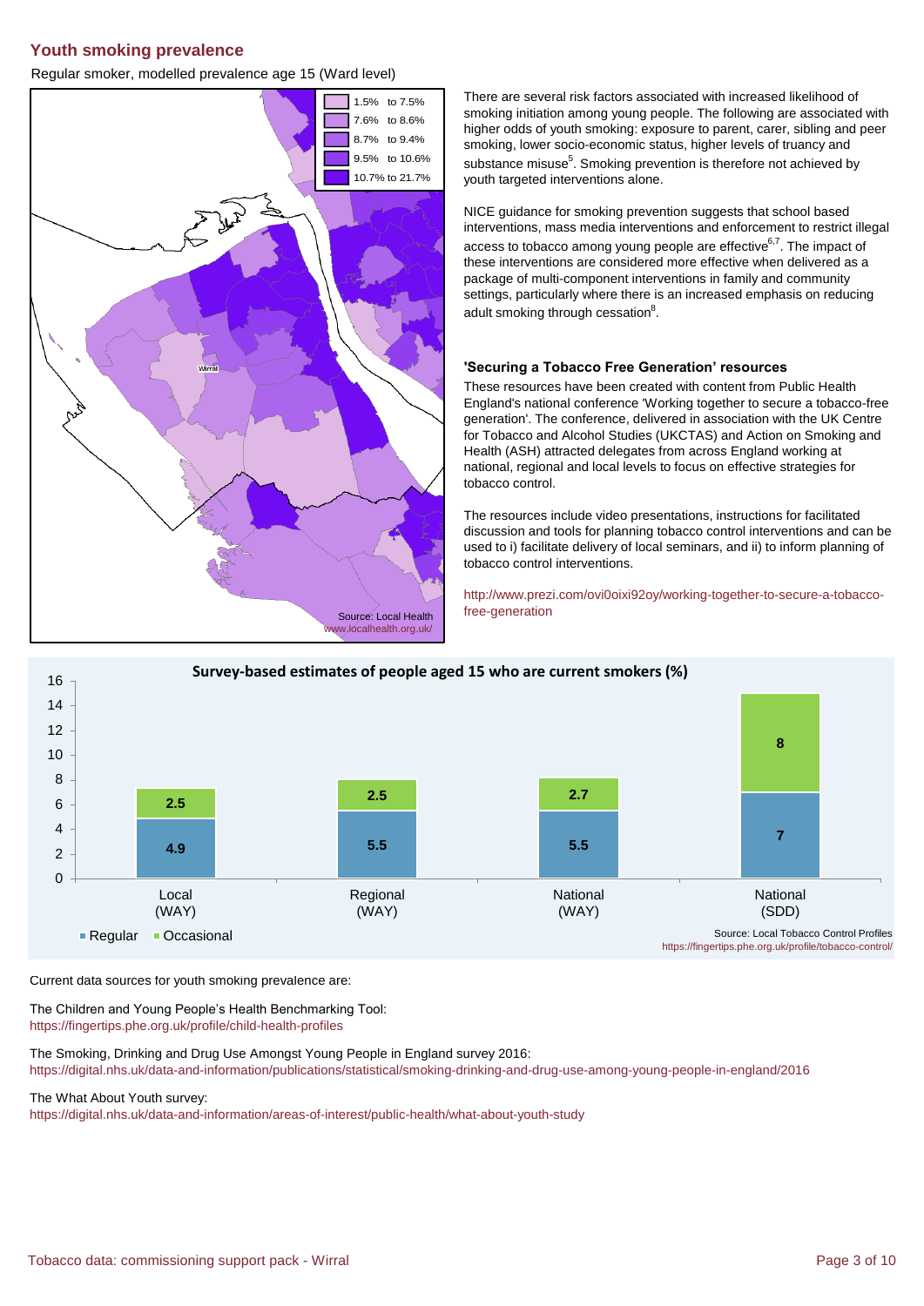## Youth smoking prevalence

Regular smoker, modelled prevalence age 15 (Ward level)

| Legend |
|---|
| 1.5% to 7.5% |
| 7.6% to 8.6% |
| 8.7% to 9.4% |
| 9.5% to 10.6% |
| 10.7% to 21.7% |

Wirral

Source: Local Health
www.localhealth.org.uk/

There are several risk factors associated with increased likelihood of smoking initiation among young people. The following are associated with higher odds of youth smoking: exposure to parent, carer, sibling and peer smoking, lower socio-economic status, higher levels of truancy and substance misuse[5]. Smoking prevention is therefore not achieved by youth targeted interventions alone.

NICE guidance for smoking prevention suggests that school based interventions, mass media interventions and enforcement to restrict illegal access to tobacco among young people are effective[6,7]. The impact of these interventions are considered more effective when delivered as a package of multi-component interventions in family and community settings, particularly where there is an increased emphasis on reducing adult smoking through cessation[8].

### 'Securing a Tobacco Free Generation' resources

These resources have been created with content from Public Health England's national conference 'Working together to secure a tobacco-free generation'. The conference, delivered in association with the UK Centre for Tobacco and Alcohol Studies (UKCTAS) and Action on Smoking and Health (ASH) attracted delegates from across England working at national, regional and local levels to focus on effective strategies for tobacco control.

The resources include video presentations, instructions for facilitated discussion and tools for planning tobacco control interventions and can be used to i) facilitate delivery of local seminars, and ii) to inform planning of tobacco control interventions.

http://www.prezi.com/ovi0oixi92oy/working-together-to-secure-a-tobacco-free-generation

**Survey-based estimates of people aged 15 who are current smokers (%)**

| | Regular | Occasional |
|---|---|---|
| Local (WAY) | 4.9 | 2.5 |
| Regional (WAY) | 5.5 | 2.5 |
| National (WAY) | 5.5 | 2.7 |
| National (SDD) | 7 | 8 |

Source: Local Tobacco Control Profiles
https://fingertips.phe.org.uk/profile/tobacco-control/

Current data sources for youth smoking prevalence are:

The Children and Young People's Health Benchmarking Tool:
https://fingertips.phe.org.uk/profile/child-health-profiles

The Smoking, Drinking and Drug Use Amongst Young People in England survey 2016:
https://digital.nhs.uk/data-and-information/publications/statistical/smoking-drinking-and-drug-use-among-young-people-in-england/2016

The What About Youth survey:
https://digital.nhs.uk/data-and-information/areas-of-interest/public-health/what-about-youth-study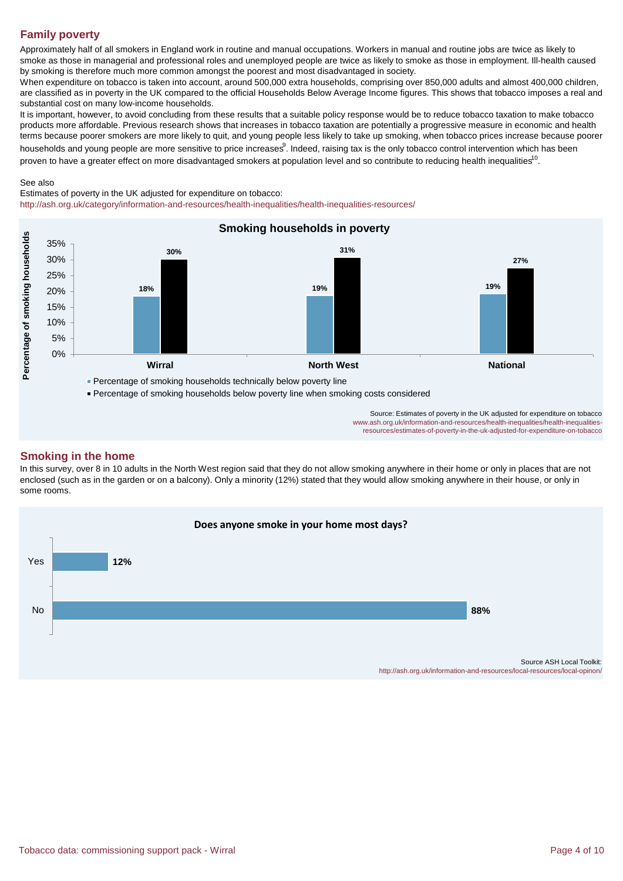## Family poverty

Approximately half of all smokers in England work in routine and manual occupations. Workers in manual and routine jobs are twice as likely to smoke as those in managerial and professional roles and unemployed people are twice as likely to smoke as those in employment. Ill-health caused by smoking is therefore much more common amongst the poorest and most disadvantaged in society.

When expenditure on tobacco is taken into account, around 500,000 extra households, comprising over 850,000 adults and almost 400,000 children, are classified as in poverty in the UK compared to the official Households Below Average Income figures. This shows that tobacco imposes a real and substantial cost on many low-income households.

It is important, however, to avoid concluding from these results that a suitable policy response would be to reduce tobacco taxation to make tobacco products more affordable. Previous research shows that increases in tobacco taxation are potentially a progressive measure in economic and health terms because poorer smokers are more likely to quit, and young people less likely to take up smoking, when tobacco prices increase because poorer households and young people are more sensitive to price increases[9]. Indeed, raising tax is the only tobacco control intervention which has been proven to have a greater effect on more disadvantaged smokers at population level and so contribute to reducing health inequalities[10].

See also

Estimates of poverty in the UK adjusted for expenditure on tobacco:
http://ash.org.uk/category/information-and-resources/health-inequalities/health-inequalities-resources/

**Smoking households in poverty**

| | Wirral | North West | National |
|---|---|---|---|
| Percentage of smoking households technically below poverty line | 18% | 19% | 19% |
| Percentage of smoking households below poverty line when smoking costs considered | 30% | 31% | 27% |

Source: Estimates of poverty in the UK adjusted for expenditure on tobacco
www.ash.org.uk/information-and-resources/health-inequalities/health-inequalities-resources/estimates-of-poverty-in-the-uk-adjusted-for-expenditure-on-tobacco

## Smoking in the home

In this survey, over 8 in 10 adults in the North West region said that they do not allow smoking anywhere in their home or only in places that are not enclosed (such as in the garden or on a balcony). Only a minority (12%) stated that they would allow smoking anywhere in their house, or only in some rooms.

**Does anyone smoke in your home most days?**

| Response | Percentage |
|---|---|
| Yes | 12% |
| No | 88% |

Source ASH Local Toolkit:
http://ash.org.uk/information-and-resources/local-resources/local-opinon/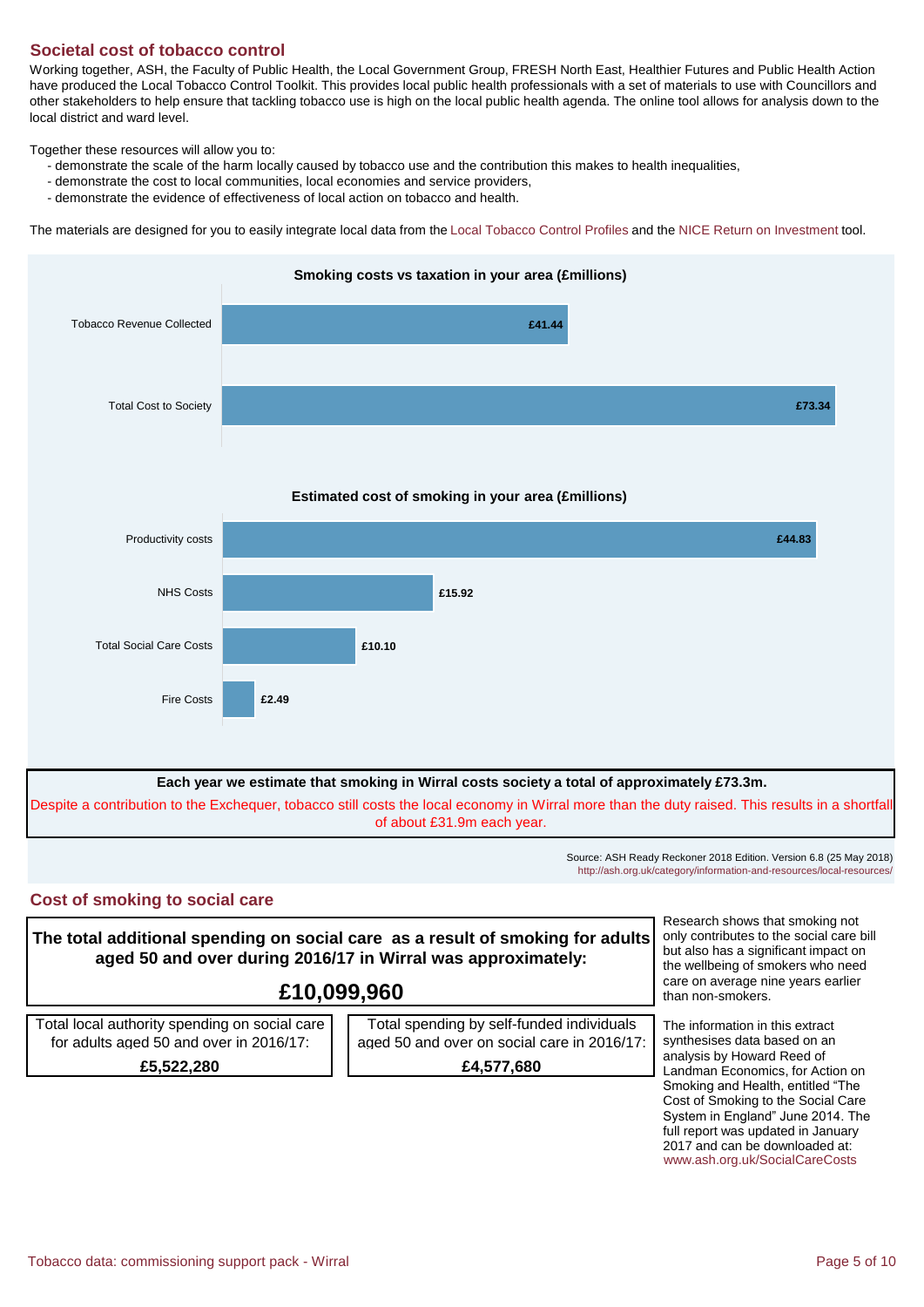## Societal cost of tobacco control

Working together, ASH, the Faculty of Public Health, the Local Government Group, FRESH North East, Healthier Futures and Public Health Action have produced the Local Tobacco Control Toolkit. This provides local public health professionals with a set of materials to use with Councillors and other stakeholders to help ensure that tackling tobacco use is high on the local public health agenda. The online tool allows for analysis down to the local district and ward level.

Together these resources will allow you to:

- demonstrate the scale of the harm locally caused by tobacco use and the contribution this makes to health inequalities,
- demonstrate the cost to local communities, local economies and service providers,
- demonstrate the evidence of effectiveness of local action on tobacco and health.

The materials are designed for you to easily integrate local data from the Local Tobacco Control Profiles and the NICE Return on Investment tool.

**Smoking costs vs taxation in your area (£millions)**

| Category | £millions |
|---|---|
| Tobacco Revenue Collected | £41.44 |
| Total Cost to Society | £73.34 |

**Estimated cost of smoking in your area (£millions)**

| Category | £millions |
|---|---|
| Productivity costs | £44.83 |
| NHS Costs | £15.92 |
| Total Social Care Costs | £10.10 |
| Fire Costs | £2.49 |

**Each year we estimate that smoking in Wirral costs society a total of approximately £73.3m.**

Despite a contribution to the Exchequer, tobacco still costs the local economy in Wirral more than the duty raised. This results in a shortfall of about £31.9m each year.

Source: ASH Ready Reckoner 2018 Edition. Version 6.8 (25 May 2018)
http://ash.org.uk/category/information-and-resources/local-resources/

## Cost of smoking to social care

**The total additional spending on social care as a result of smoking for adults aged 50 and over during 2016/17 in Wirral was approximately:**

**£10,099,960**

| Total local authority spending on social care for adults aged 50 and over in 2016/17: | Total spending by self-funded individuals aged 50 and over on social care in 2016/17: |
|---|---|
| **£5,522,280** | **£4,577,680** |

Research shows that smoking not only contributes to the social care bill but also has a significant impact on the wellbeing of smokers who need care on average nine years earlier than non-smokers.

The information in this extract synthesises data based on an analysis by Howard Reed of Landman Economics, for Action on Smoking and Health, entitled "The Cost of Smoking to the Social Care System in England" June 2014. The full report was updated in January 2017 and can be downloaded at: www.ash.org.uk/SocialCareCosts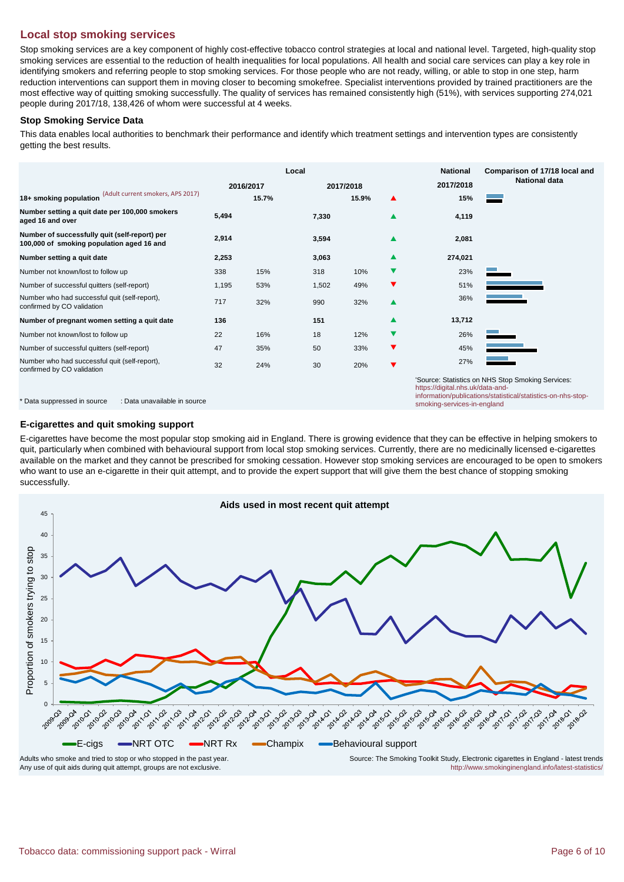## Local stop smoking services

Stop smoking services are a key component of highly cost-effective tobacco control strategies at local and national level. Targeted, high-quality stop smoking services are essential to the reduction of health inequalities for local populations. All health and social care services can play a key role in identifying smokers and referring people to stop smoking services. For those people who are not ready, willing, or able to stop in one step, harm reduction interventions can support them in moving closer to becoming smokefree. Specialist interventions provided by trained practitioners are the most effective way of quitting smoking successfully. The quality of services has remained consistently high (51%), with services supporting 274,021 people during 2017/18, 138,426 of whom were successful at 4 weeks.

### Stop Smoking Service Data

This data enables local authorities to benchmark their performance and identify which treatment settings and intervention types are consistently getting the best results.

| | Local | | | | | National | Comparison of 17/18 local and National data |
|---|---|---|---|---|---|---|---|
| | 2016/2017 | | 2017/2018 | | | 2017/2018 | |
| **18+ smoking population** (Adult current smokers, APS 2017) | | 15.7% | | 15.9% | ▲ | 15% | |
| **Number setting a quit date per 100,000 smokers aged 16 and over** | 5,494 | | 7,330 | | ▲ | 4,119 | |
| **Number of successfully quit (self-report) per 100,000 of smoking population aged 16 and** | 2,914 | | 3,594 | | ▲ | 2,081 | |
| **Number setting a quit date** | 2,253 | | 3,063 | | ▲ | 274,021 | |
| Number not known/lost to follow up | 338 | 15% | 318 | 10% | ▼ | 23% | |
| Number of successful quitters (self-report) | 1,195 | 53% | 1,502 | 49% | ▼ | 51% | |
| Number who had successful quit (self-report), confirmed by CO validation | 717 | 32% | 990 | 32% | ▲ | 36% | |
| **Number of pregnant women setting a quit date** | 136 | | 151 | | ▲ | 13,712 | |
| Number not known/lost to follow up | 22 | 16% | 18 | 12% | ▼ | 26% | |
| Number of successful quitters (self-report) | 47 | 35% | 50 | 33% | ▼ | 45% | |
| Number who had successful quit (self-report), confirmed by CO validation | 32 | 24% | 30 | 20% | ▼ | 27% | |

\* Data suppressed in source : Data unavailable in source

'Source: Statistics on NHS Stop Smoking Services: https://digital.nhs.uk/data-and-information/publications/statistical/statistics-on-nhs-stop-smoking-services-in-england

### E-cigarettes and quit smoking support

E-cigarettes have become the most popular stop smoking aid in England. There is growing evidence that they can be effective in helping smokers to quit, particularly when combined with behavioural support from local stop smoking services. Currently, there are no medicinally licensed e-cigarettes available on the market and they cannot be prescribed for smoking cessation. However stop smoking services are encouraged to be open to smokers who want to use an e-cigarette in their quit attempt, and to provide the expert support that will give them the best chance of stopping smoking successfully.

**Aids used in most recent quit attempt**

Adults who smoke and tried to stop or who stopped in the past year.
Any use of quit aids during quit attempt, groups are not exclusive.

Source: The Smoking Toolkit Study, Electronic cigarettes in England - latest trends http://www.smokinginengland.info/latest-statistics/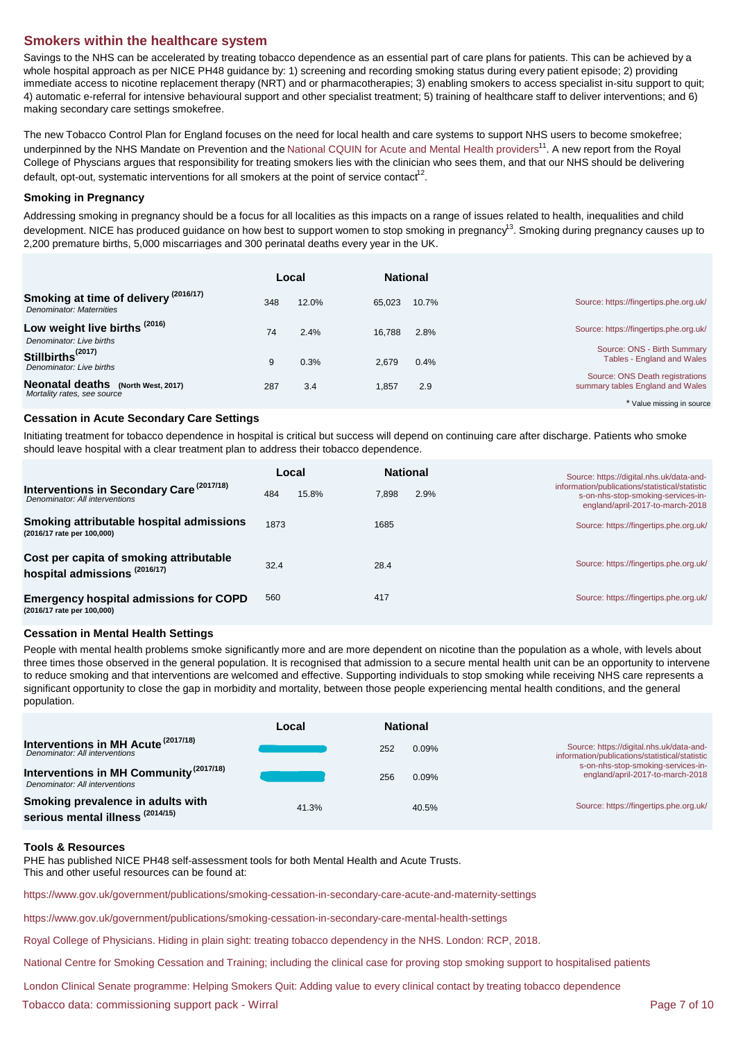## Smokers within the healthcare system

Savings to the NHS can be accelerated by treating tobacco dependence as an essential part of care plans for patients. This can be achieved by a whole hospital approach as per NICE PH48 guidance by: 1) screening and recording smoking status during every patient episode; 2) providing immediate access to nicotine replacement therapy (NRT) and or pharmacotherapies; 3) enabling smokers to access specialist in-situ support to quit; 4) automatic e-referral for intensive behavioural support and other specialist treatment; 5) training of healthcare staff to deliver interventions; and 6) making secondary care settings smokefree.

The new Tobacco Control Plan for England focuses on the need for local health and care systems to support NHS users to become smokefree; underpinned by the NHS Mandate on Prevention and the National CQUIN for Acute and Mental Health providers[11]. A new report from the Royal College of Physcians argues that responsibility for treating smokers lies with the clinician who sees them, and that our NHS should be delivering default, opt-out, systematic interventions for all smokers at the point of service contact[12].

### Smoking in Pregnancy

Addressing smoking in pregnancy should be a focus for all localities as this impacts on a range of issues related to health, inequalities and child development. NICE has produced guidance on how best to support women to stop smoking in pregnancy[13]. Smoking during pregnancy causes up to 2,200 premature births, 5,000 miscarriages and 300 perinatal deaths every year in the UK.

| | Local | | National | | |
|---|---|---|---|---|---|
| **Smoking at time of delivery** (2016/17) *Denominator: Maternities* | 348 | 12.0% | 65,023 | 10.7% | Source: https://fingertips.phe.org.uk/ |
| **Low weight live births** (2016) *Denominator: Live births* | 74 | 2.4% | 16,788 | 2.8% | Source: https://fingertips.phe.org.uk/ |
| **Stillbirths** (2017) *Denominator: Live births* | 9 | 0.3% | 2,679 | 0.4% | Source: ONS - Birth Summary Tables - England and Wales |
| **Neonatal deaths** (North West, 2017) *Mortality rates, see source* | 287 | 3.4 | 1,857 | 2.9 | Source: ONS Death registrations summary tables England and Wales |

\* Value missing in source

### Cessation in Acute Secondary Care Settings

Initiating treatment for tobacco dependence in hospital is critical but success will depend on continuing care after discharge. Patients who smoke should leave hospital with a clear treatment plan to address their tobacco dependence.

| | Local | | National | | |
|---|---|---|---|---|---|
| **Interventions in Secondary Care** (2017/18) *Denominator: All interventions* | 484 | 15.8% | 7,898 | 2.9% | Source: https://digital.nhs.uk/data-and-information/publications/statistical/statistics-on-nhs-stop-smoking-services-in-england/april-2017-to-march-2018 |
| **Smoking attributable hospital admissions** (2016/17 rate per 100,000) | 1873 | | 1685 | | Source: https://fingertips.phe.org.uk/ |
| **Cost per capita of smoking attributable hospital admissions** (2016/17) | 32.4 | | 28.4 | | Source: https://fingertips.phe.org.uk/ |
| **Emergency hospital admissions for COPD** (2016/17 rate per 100,000) | 560 | | 417 | | Source: https://fingertips.phe.org.uk/ |

### Cessation in Mental Health Settings

People with mental health problems smoke significantly more and are more dependent on nicotine than the population as a whole, with levels about three times those observed in the general population. It is recognised that admission to a secure mental health unit can be an opportunity to intervene to reduce smoking and that interventions are welcomed and effective. Supporting individuals to stop smoking while receiving NHS care represents a significant opportunity to close the gap in morbidity and mortality, between those people experiencing mental health conditions, and the general population.

| | Local | | National | | |
|---|---|---|---|---|---|
| **Interventions in MH Acute** (2017/18) *Denominator: All interventions* | | | 252 | 0.09% | Source: https://digital.nhs.uk/data-and-information/publications/statistical/statistics-on-nhs-stop-smoking-services-in-england/april-2017-to-march-2018 |
| **Interventions in MH Community** (2017/18) *Denominator: All interventions* | | | 256 | 0.09% | |
| **Smoking prevalence in adults with serious mental illness** (2014/15) | | 41.3% | | 40.5% | Source: https://fingertips.phe.org.uk/ |

### Tools & Resources

PHE has published NICE PH48 self-assessment tools for both Mental Health and Acute Trusts.
This and other useful resources can be found at:

https://www.gov.uk/government/publications/smoking-cessation-in-secondary-care-acute-and-maternity-settings

https://www.gov.uk/government/publications/smoking-cessation-in-secondary-care-mental-health-settings

Royal College of Physicians. Hiding in plain sight: treating tobacco dependency in the NHS. London: RCP, 2018.

National Centre for Smoking Cessation and Training; including the clinical case for proving stop smoking support to hospitalised patients

London Clinical Senate programme: Helping Smokers Quit: Adding value to every clinical contact by treating tobacco dependence

Tobacco data: commissioning support pack - Wirral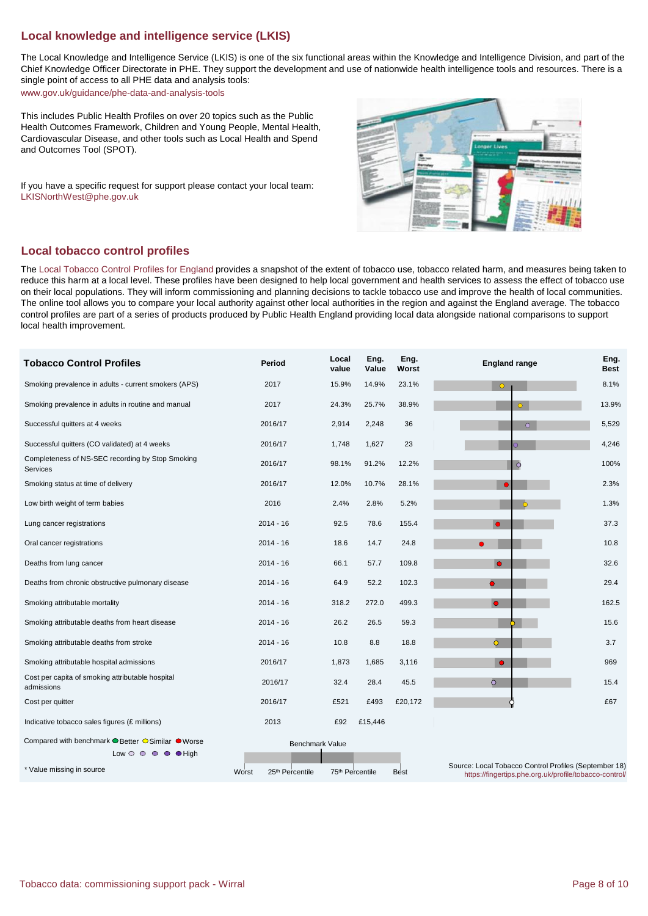## Local knowledge and intelligence service (LKIS)

The Local Knowledge and Intelligence Service (LKIS) is one of the six functional areas within the Knowledge and Intelligence Division, and part of the Chief Knowledge Officer Directorate in PHE. They support the development and use of nationwide health intelligence tools and resources. There is a single point of access to all PHE data and analysis tools:
www.gov.uk/guidance/phe-data-and-analysis-tools

This includes Public Health Profiles on over 20 topics such as the Public Health Outcomes Framework, Children and Young People, Mental Health, Cardiovascular Disease, and other tools such as Local Health and Spend and Outcomes Tool (SPOT).

If you have a specific request for support please contact your local team:
LKISNorthWest@phe.gov.uk

## Local tobacco control profiles

The Local Tobacco Control Profiles for England provides a snapshot of the extent of tobacco use, tobacco related harm, and measures being taken to reduce this harm at a local level. These profiles have been designed to help local government and health services to assess the effect of tobacco use on their local populations. They will inform commissioning and planning decisions to tackle tobacco use and improve the health of local communities. The online tool allows you to compare your local authority against other local authorities in the region and against the England average. The tobacco control profiles are part of a series of products produced by Public Health England providing local data alongside national comparisons to support local health improvement.

| Tobacco Control Profiles | Period | Local value | Eng. Value | Eng. Worst | England range | Eng. Best |
|---|---|---|---|---|---|---|
| Smoking prevalence in adults - current smokers (APS) | 2017 | 15.9% | 14.9% | 23.1% | | 8.1% |
| Smoking prevalence in adults in routine and manual | 2017 | 24.3% | 25.7% | 38.9% | | 13.9% |
| Successful quitters at 4 weeks | 2016/17 | 2,914 | 2,248 | 36 | | 5,529 |
| Successful quitters (CO validated) at 4 weeks | 2016/17 | 1,748 | 1,627 | 23 | | 4,246 |
| Completeness of NS-SEC recording by Stop Smoking Services | 2016/17 | 98.1% | 91.2% | 12.2% | | 100% |
| Smoking status at time of delivery | 2016/17 | 12.0% | 10.7% | 28.1% | | 2.3% |
| Low birth weight of term babies | 2016 | 2.4% | 2.8% | 5.2% | | 1.3% |
| Lung cancer registrations | 2014 - 16 | 92.5 | 78.6 | 155.4 | | 37.3 |
| Oral cancer registrations | 2014 - 16 | 18.6 | 14.7 | 24.8 | | 10.8 |
| Deaths from lung cancer | 2014 - 16 | 66.1 | 57.7 | 109.8 | | 32.6 |
| Deaths from chronic obstructive pulmonary disease | 2014 - 16 | 64.9 | 52.2 | 102.3 | | 29.4 |
| Smoking attributable mortality | 2014 - 16 | 318.2 | 272.0 | 499.3 | | 162.5 |
| Smoking attributable deaths from heart disease | 2014 - 16 | 26.2 | 26.5 | 59.3 | | 15.6 |
| Smoking attributable deaths from stroke | 2014 - 16 | 10.8 | 8.8 | 18.8 | | 3.7 |
| Smoking attributable hospital admissions | 2016/17 | 1,873 | 1,685 | 3,116 | | 969 |
| Cost per capita of smoking attributable hospital admissions | 2016/17 | 32.4 | 28.4 | 45.5 | | 15.4 |
| Cost per quitter | 2016/17 | £521 | £493 | £20,172 | | £67 |
| Indicative tobacco sales figures (£ millions) | 2013 | £92 | £15,446 | | | |

Compared with benchmark: Better, Similar, Worse; Low to High

* Value missing in source

Benchmark Value — Worst, 25th Percentile, 75th Percentile, Best

Source: Local Tobacco Control Profiles (September 18)
https://fingertips.phe.org.uk/profile/tobacco-control/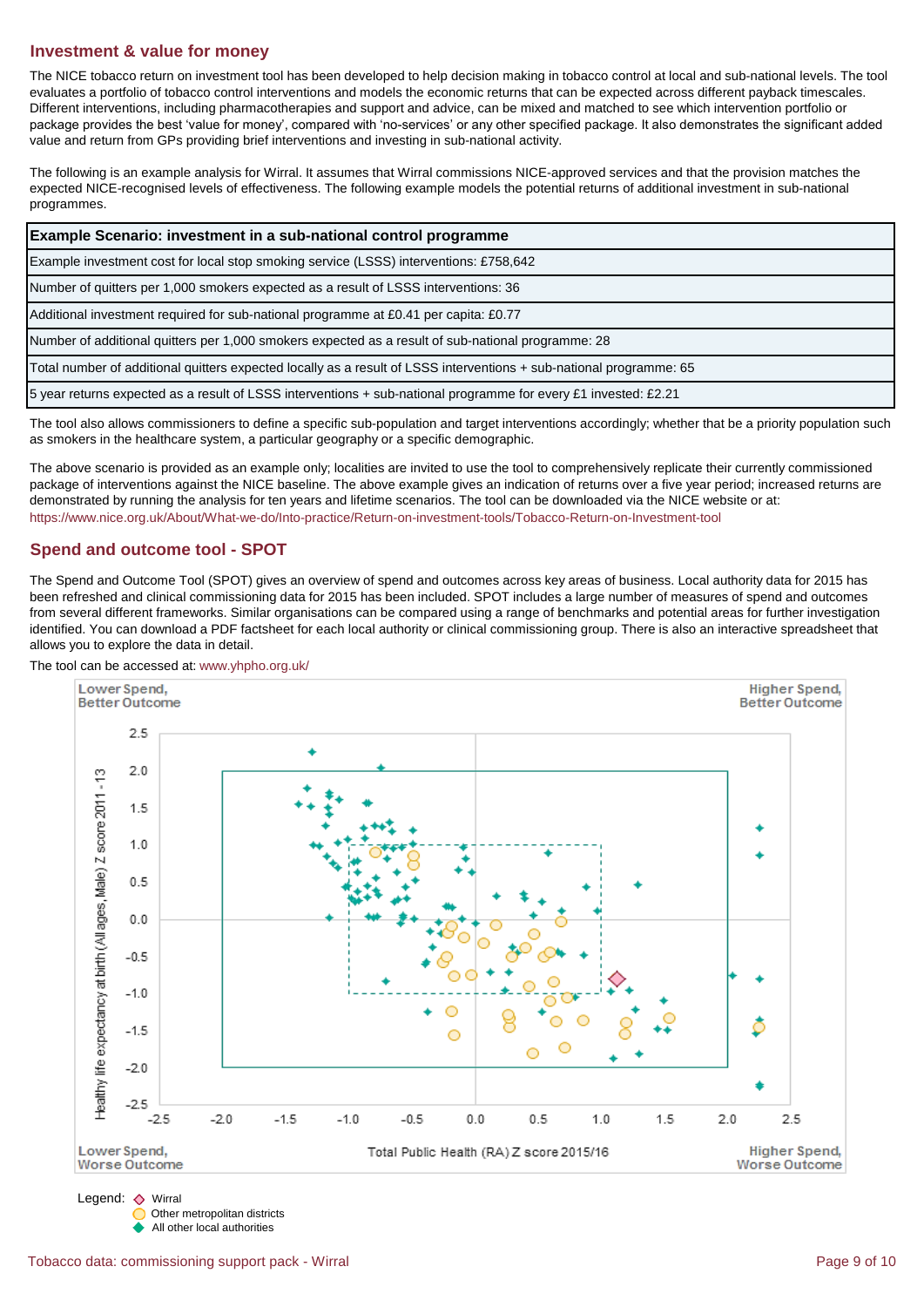## Investment & value for money

The NICE tobacco return on investment tool has been developed to help decision making in tobacco control at local and sub-national levels. The tool evaluates a portfolio of tobacco control interventions and models the economic returns that can be expected across different payback timescales. Different interventions, including pharmacotherapies and support and advice, can be mixed and matched to see which intervention portfolio or package provides the best 'value for money', compared with 'no-services' or any other specified package. It also demonstrates the significant added value and return from GPs providing brief interventions and investing in sub-national activity.

The following is an example analysis for Wirral. It assumes that Wirral commissions NICE-approved services and that the provision matches the expected NICE-recognised levels of effectiveness. The following example models the potential returns of additional investment in sub-national programmes.

| Example Scenario: investment in a sub-national control programme |
|---|
| Example investment cost for local stop smoking service (LSSS) interventions: £758,642 |
| Number of quitters per 1,000 smokers expected as a result of LSSS interventions: 36 |
| Additional investment required for sub-national programme at £0.41 per capita: £0.77 |
| Number of additional quitters per 1,000 smokers expected as a result of sub-national programme: 28 |
| Total number of additional quitters expected locally as a result of LSSS interventions + sub-national programme: 65 |
| 5 year returns expected as a result of LSSS interventions + sub-national programme for every £1 invested: £2.21 |

The tool also allows commissioners to define a specific sub-population and target interventions accordingly; whether that be a priority population such as smokers in the healthcare system, a particular geography or a specific demographic.

The above scenario is provided as an example only; localities are invited to use the tool to comprehensively replicate their currently commissioned package of interventions against the NICE baseline. The above example gives an indication of returns over a five year period; increased returns are demonstrated by running the analysis for ten years and lifetime scenarios. The tool can be downloaded via the NICE website or at: https://www.nice.org.uk/About/What-we-do/Into-practice/Return-on-investment-tools/Tobacco-Return-on-Investment-tool

## Spend and outcome tool - SPOT

The Spend and Outcome Tool (SPOT) gives an overview of spend and outcomes across key areas of business. Local authority data for 2015 has been refreshed and clinical commissioning data for 2015 has been included. SPOT includes a large number of measures of spend and outcomes from several different frameworks. Similar organisations can be compared using a range of benchmarks and potential areas for further investigation identified. You can download a PDF factsheet for each local authority or clinical commissioning group. There is also an interactive spreadsheet that allows you to explore the data in detail.

The tool can be accessed at: www.yhpho.org.uk/

Lower Spend, Better Outcome | Higher Spend, Better Outcome | Lower Spend, Worse Outcome | Higher Spend, Worse Outcome

Y-axis: Healthy life expectancy at birth (All ages, Male) Z score 2011 - 13

X-axis: Total Public Health (RA) Z score 2015/16

Legend: ◇ Wirral ○ Other metropolitan districts ◆ All other local authorities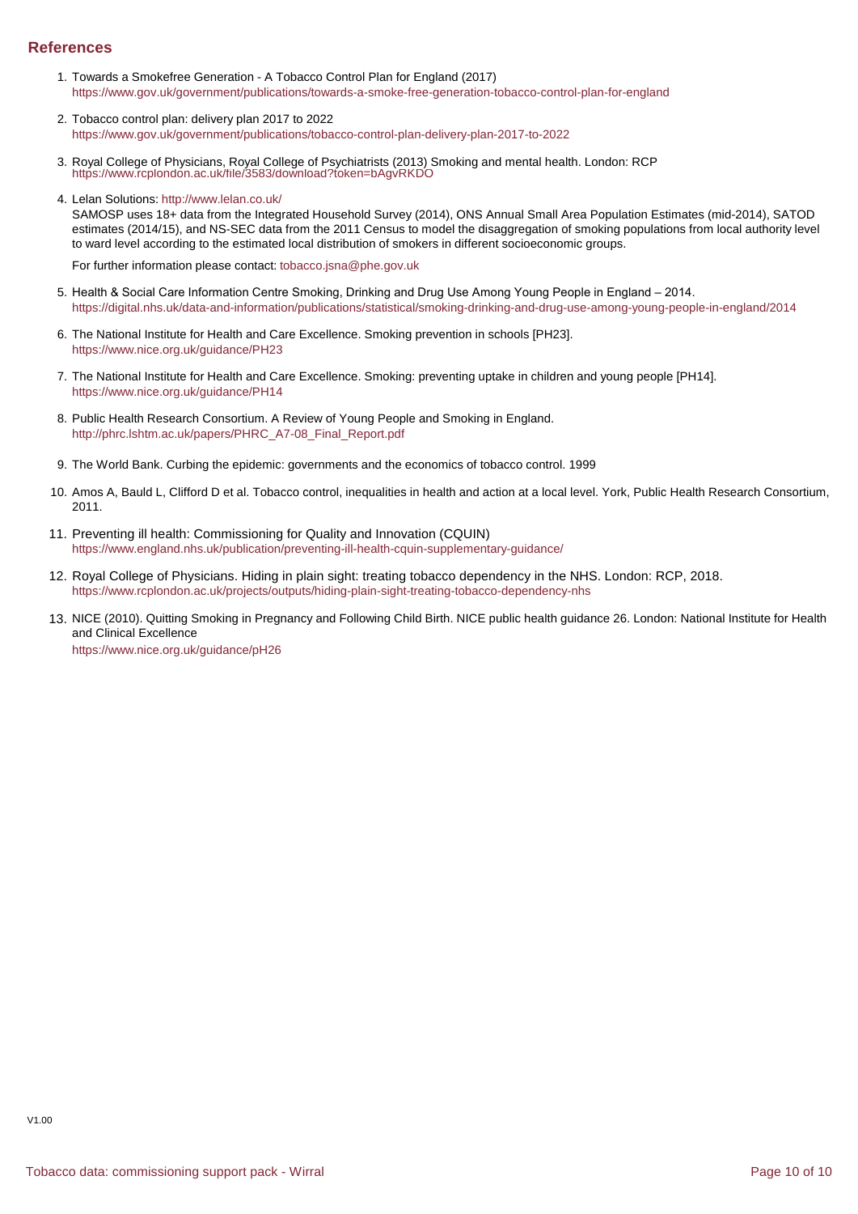## References

1. Towards a Smokefree Generation - A Tobacco Control Plan for England (2017)
   https://www.gov.uk/government/publications/towards-a-smoke-free-generation-tobacco-control-plan-for-england

2. Tobacco control plan: delivery plan 2017 to 2022
   https://www.gov.uk/government/publications/tobacco-control-plan-delivery-plan-2017-to-2022

3. Royal College of Physicians, Royal College of Psychiatrists (2013) Smoking and mental health. London: RCP
   https://www.rcplondon.ac.uk/file/3583/download?token=bAgvRKDO

4. Lelan Solutions: http://www.lelan.co.uk/
   SAMOSP uses 18+ data from the Integrated Household Survey (2014), ONS Annual Small Area Population Estimates (mid-2014), SATOD estimates (2014/15), and NS-SEC data from the 2011 Census to model the disaggregation of smoking populations from local authority level to ward level according to the estimated local distribution of smokers in different socioeconomic groups.

   For further information please contact: tobacco.jsna@phe.gov.uk

5. Health & Social Care Information Centre Smoking, Drinking and Drug Use Among Young People in England – 2014.
   https://digital.nhs.uk/data-and-information/publications/statistical/smoking-drinking-and-drug-use-among-young-people-in-england/2014

6. The National Institute for Health and Care Excellence. Smoking prevention in schools [PH23].
   https://www.nice.org.uk/guidance/PH23

7. The National Institute for Health and Care Excellence. Smoking: preventing uptake in children and young people [PH14].
   https://www.nice.org.uk/guidance/PH14

8. Public Health Research Consortium. A Review of Young People and Smoking in England.
   http://phrc.lshtm.ac.uk/papers/PHRC_A7-08_Final_Report.pdf

9. The World Bank. Curbing the epidemic: governments and the economics of tobacco control. 1999

10. Amos A, Bauld L, Clifford D et al. Tobacco control, inequalities in health and action at a local level. York, Public Health Research Consortium, 2011.

11. Preventing ill health: Commissioning for Quality and Innovation (CQUIN)
    https://www.england.nhs.uk/publication/preventing-ill-health-cquin-supplementary-guidance/

12. Royal College of Physicians. Hiding in plain sight: treating tobacco dependency in the NHS. London: RCP, 2018.
    https://www.rcplondon.ac.uk/projects/outputs/hiding-plain-sight-treating-tobacco-dependency-nhs

13. NICE (2010). Quitting Smoking in Pregnancy and Following Child Birth. NICE public health guidance 26. London: National Institute for Health and Clinical Excellence
    https://www.nice.org.uk/guidance/pH26

V1.00